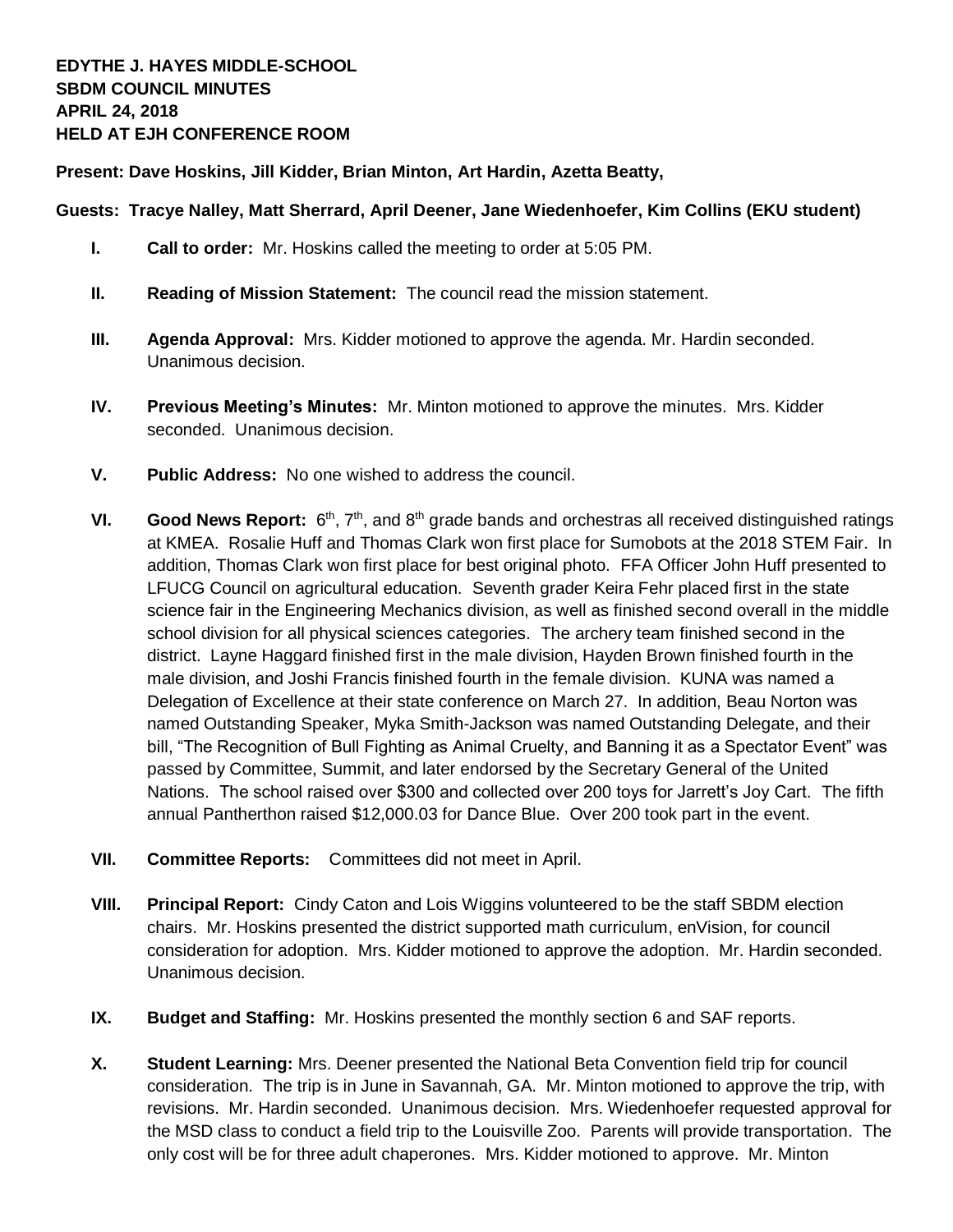**EDYTHE J. HAYES MIDDLE-SCHOOL**
**SBDM COUNCIL MINUTES**
**APRIL 24, 2018**
**HELD AT EJH CONFERENCE ROOM**

**Present: Dave Hoskins, Jill Kidder, Brian Minton, Art Hardin, Azetta Beatty,**

**Guests: Tracye Nalley, Matt Sherrard, April Deener, Jane Wiedenhoefer, Kim Collins (EKU student)**

- **I. Call to order:** Mr. Hoskins called the meeting to order at 5:05 PM.

- **II. Reading of Mission Statement:** The council read the mission statement.

- **III. Agenda Approval:** Mrs. Kidder motioned to approve the agenda. Mr. Hardin seconded. Unanimous decision.

- **IV. Previous Meeting's Minutes:** Mr. Minton motioned to approve the minutes. Mrs. Kidder seconded. Unanimous decision.

- **V. Public Address:** No one wished to address the council.

- **VI. Good News Report:** 6th, 7th, and 8th grade bands and orchestras all received distinguished ratings at KMEA. Rosalie Huff and Thomas Clark won first place for Sumobots at the 2018 STEM Fair. In addition, Thomas Clark won first place for best original photo. FFA Officer John Huff presented to LFUCG Council on agricultural education. Seventh grader Keira Fehr placed first in the state science fair in the Engineering Mechanics division, as well as finished second overall in the middle school division for all physical sciences categories. The archery team finished second in the district. Layne Haggard finished first in the male division, Hayden Brown finished fourth in the male division, and Joshi Francis finished fourth in the female division. KUNA was named a Delegation of Excellence at their state conference on March 27. In addition, Beau Norton was named Outstanding Speaker, Myka Smith-Jackson was named Outstanding Delegate, and their bill, "The Recognition of Bull Fighting as Animal Cruelty, and Banning it as a Spectator Event" was passed by Committee, Summit, and later endorsed by the Secretary General of the United Nations. The school raised over $300 and collected over 200 toys for Jarrett's Joy Cart. The fifth annual Pantherthon raised $12,000.03 for Dance Blue. Over 200 took part in the event.

- **VII. Committee Reports:** Committees did not meet in April.

- **VIII. Principal Report:** Cindy Caton and Lois Wiggins volunteered to be the staff SBDM election chairs. Mr. Hoskins presented the district supported math curriculum, enVision, for council consideration for adoption. Mrs. Kidder motioned to approve the adoption. Mr. Hardin seconded. Unanimous decision.

- **IX. Budget and Staffing:** Mr. Hoskins presented the monthly section 6 and SAF reports.

- **X. Student Learning:** Mrs. Deener presented the National Beta Convention field trip for council consideration. The trip is in June in Savannah, GA. Mr. Minton motioned to approve the trip, with revisions. Mr. Hardin seconded. Unanimous decision. Mrs. Wiedenhoefer requested approval for the MSD class to conduct a field trip to the Louisville Zoo. Parents will provide transportation. The only cost will be for three adult chaperones. Mrs. Kidder motioned to approve. Mr. Minton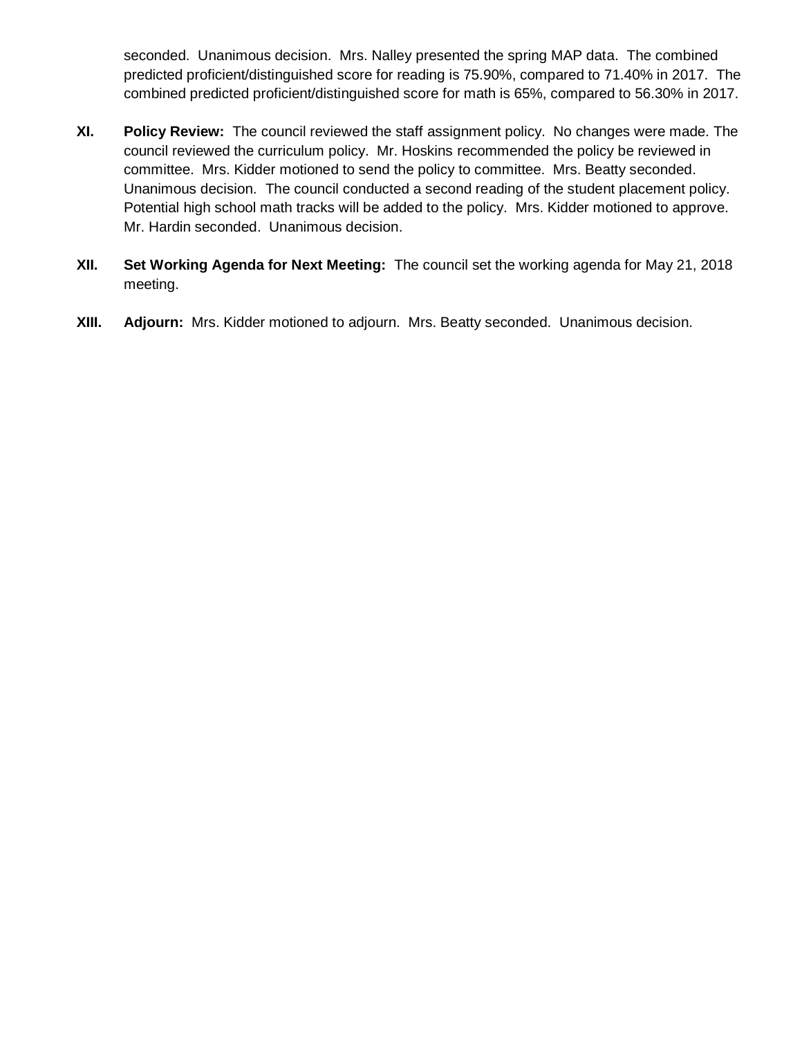seconded. Unanimous decision. Mrs. Nalley presented the spring MAP data. The combined predicted proficient/distinguished score for reading is 75.90%, compared to 71.40% in 2017. The combined predicted proficient/distinguished score for math is 65%, compared to 56.30% in 2017.

**XI. Policy Review:** The council reviewed the staff assignment policy. No changes were made. The council reviewed the curriculum policy. Mr. Hoskins recommended the policy be reviewed in committee. Mrs. Kidder motioned to send the policy to committee. Mrs. Beatty seconded. Unanimous decision. The council conducted a second reading of the student placement policy. Potential high school math tracks will be added to the policy. Mrs. Kidder motioned to approve. Mr. Hardin seconded. Unanimous decision.

**XII. Set Working Agenda for Next Meeting:** The council set the working agenda for May 21, 2018 meeting.

**XIII. Adjourn:** Mrs. Kidder motioned to adjourn. Mrs. Beatty seconded. Unanimous decision.